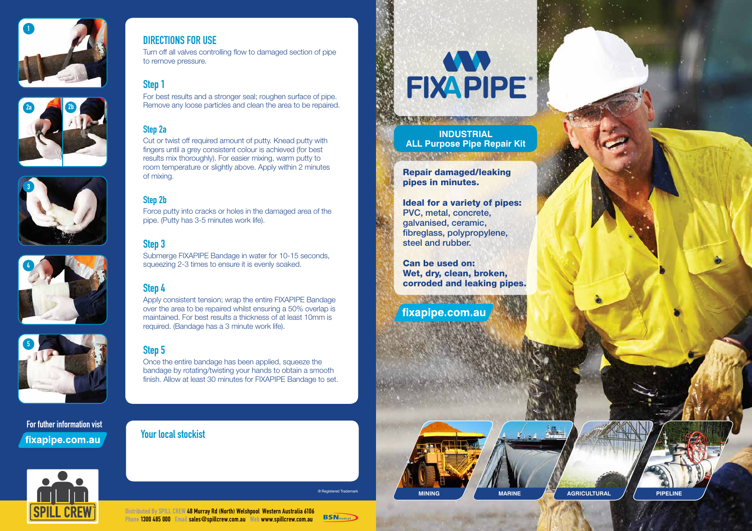# DIRECTIONS FOR USE

Turn off all valves controlling flow to damaged section of pipe to remove pressure.

## Step 1

For best results and a stronger seal; roughen surface of pipe. Remove any loose particles and clean the area to be repaired.

## Step 2a

Cut or twist off required amount of putty. Knead putty with fingers until a grey consistent colour is achieved (for best results mix thoroughly). For easier mixing, warm putty to room temperature or slightly above. Apply within 2 minutes of mixing.

## Step 2b

Force putty into cracks or holes in the damaged area of the pipe. (Putty has 3-5 minutes work life).

## Step 3

Submerge FIXAPIPE Bandage in water for 10-15 seconds, squeezing 2-3 times to ensure it is evenly soaked.

## Step 4

Apply consistent tension; wrap the entire FIXAPIPE Bandage over the area to be repaired whilst ensuring a 50% overlap is maintained. For best results a thickness of at least 10mm is required. (Bandage has a 3 minute work life).

## Step 5

Once the entire bandage has been applied, squeeze the bandage by rotating/twisting your hands to obtain a smooth finish. Allow at least 30 minutes for FIXAPIPE Bandage to set.

For futher information vist
**fixapipe.com.au**

SPILL CREW

## Your local stockist

® Registered Trademark

Distributed By SPILL CREW 48 Murray Rd (North) Welshpool Western Australia 6106
Phone 1300 485 000 Email sales@spillcrew.com.au Web www.spillcrew.com.au

BSN medical

# FIXAPIPE®

**INDUSTRIAL**
**ALL Purpose Pipe Repair Kit**

**Repair damaged/leaking pipes in minutes.**

**Ideal for a variety of pipes:**
PVC, metal, concrete, galvanised, ceramic, fibreglass, polypropylene, steel and rubber.

**Can be used on:**
**Wet, dry, clean, broken, corroded and leaking pipes.**

**fixapipe.com.au**

MINING | MARINE | AGRICULTURAL | PIPELINE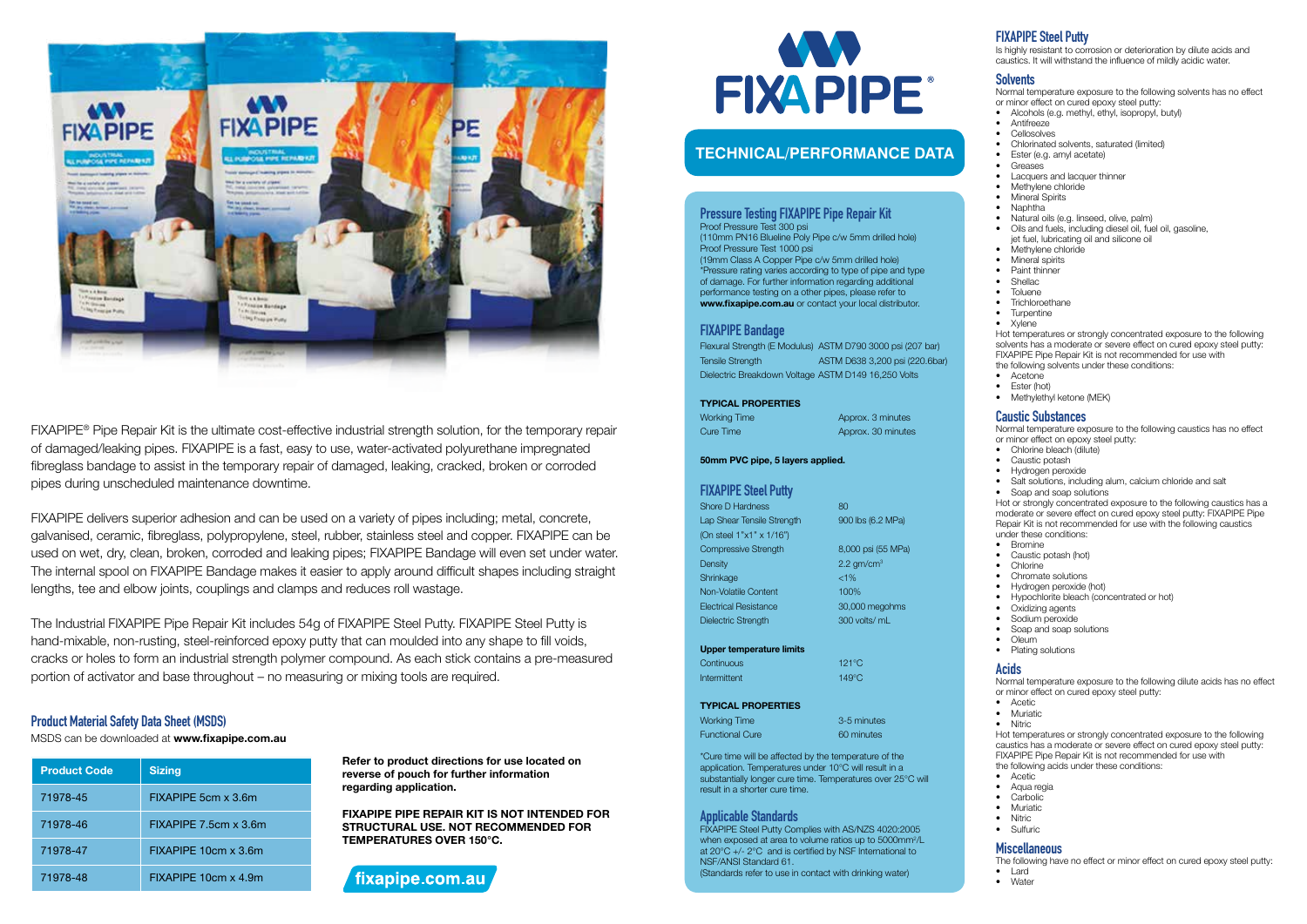FIXAPIPE® Pipe Repair Kit is the ultimate cost-effective industrial strength solution, for the temporary repair of damaged/leaking pipes. FIXAPIPE is a fast, easy to use, water-activated polyurethane impregnated fibreglass bandage to assist in the temporary repair of damaged, leaking, cracked, broken or corroded pipes during unscheduled maintenance downtime.

FIXAPIPE delivers superior adhesion and can be used on a variety of pipes including; metal, concrete, galvanised, ceramic, fibreglass, polypropylene, steel, rubber, stainless steel and copper. FIXAPIPE can be used on wet, dry, clean, broken, corroded and leaking pipes; FIXAPIPE Bandage will even set under water. The internal spool on FIXAPIPE Bandage makes it easier to apply around difficult shapes including straight lengths, tee and elbow joints, couplings and clamps and reduces roll wastage.

The Industrial FIXAPIPE Pipe Repair Kit includes 54g of FIXAPIPE Steel Putty. FIXAPIPE Steel Putty is hand-mixable, non-rusting, steel-reinforced epoxy putty that can moulded into any shape to fill voids, cracks or holes to form an industrial strength polymer compound. As each stick contains a pre-measured portion of activator and base throughout – no measuring or mixing tools are required.

## Product Material Safety Data Sheet (MSDS)

MSDS can be downloaded at **www.fixapipe.com.au**

| Product Code | Sizing |
|---|---|
| 71978-45 | FIXAPIPE 5cm x 3.6m |
| 71978-46 | FIXAPIPE 7.5cm x 3.6m |
| 71978-47 | FIXAPIPE 10cm x 3.6m |
| 71978-48 | FIXAPIPE 10cm x 4.9m |

**Refer to product directions for use located on reverse of pouch for further information regarding application.**

**FIXAPIPE PIPE REPAIR KIT IS NOT INTENDED FOR STRUCTURAL USE. NOT RECOMMENDED FOR TEMPERATURES OVER 150°C.**

fixapipe.com.au

# FIXAPIPE®

## TECHNICAL/PERFORMANCE DATA

### Pressure Testing FIXAPIPE Pipe Repair Kit

Proof Pressure Test 300 psi
(110mm PN16 Blueline Poly Pipe c/w 5mm drilled hole)
Proof Pressure Test 1000 psi
(19mm Class A Copper Pipe c/w 5mm drilled hole)
*Pressure rating varies according to type of pipe and type of damage. For further information regarding additional performance testing on a other pipes, please refer to **www.fixapipe.com.au** or contact your local distributor.

### FIXAPIPE Bandage

| | |
|---|---|
| Flexural Strength (E Modulus) | ASTM D790 3000 psi (207 bar) |
| Tensile Strength | ASTM D638 3,200 psi (220.6bar) |
| Dielectric Breakdown Voltage | ASTM D149 16,250 Volts |

**TYPICAL PROPERTIES**

| | |
|---|---|
| Working Time | Approx. 3 minutes |
| Cure Time | Approx. 30 minutes |

**50mm PVC pipe, 5 layers applied.**

### FIXAPIPE Steel Putty

| | |
|---|---|
| Shore D Hardness | 80 |
| Lap Shear Tensile Strength (On steel 1"x1" x 1/16") | 900 lbs (6.2 MPa) |
| Compressive Strength | 8,000 psi (55 MPa) |
| Density | 2.2 gm/cm³ |
| Shrinkage | <1% |
| Non-Volatile Content | 100% |
| Electrical Resistance | 30,000 megohms |
| Dielectric Strength | 300 volts/ mL |

**Upper temperature limits**

| | |
|---|---|
| Continuous | 121°C |
| Intermittent | 149°C |

**TYPICAL PROPERTIES**

| | |
|---|---|
| Working Time | 3-5 minutes |
| Functional Cure | 60 minutes |

*Cure time will be affected by the temperature of the application. Temperatures under 10°C will result in a substantially longer cure time. Temperatures over 25°C will result in a shorter cure time.

### Applicable Standards

FIXAPIPE Steel Putty Complies with AS/NZS 4020:2005 when exposed at area to volume ratios up to 5000mm²/L at 20°C +/- 2°C and is certified by NSF International to NSF/ANSI Standard 61.
(Standards refer to use in contact with drinking water)

### FIXAPIPE Steel Putty

Is highly resistant to corrosion or deterioration by dilute acids and caustics. It will withstand the influence of mildly acidic water.

### Solvents

Normal temperature exposure to the following solvents has no effect or minor effect on cured epoxy steel putty:

- Alcohols (e.g. methyl, ethyl, isopropyl, butyl)
- Antifreeze
- Cellosolves
- Chlorinated solvents, saturated (limited)
- Ester (e.g. amyl acetate)
- Greases
- Lacquers and lacquer thinner
- Methylene chloride
- Mineral Spirits
- Naphtha
- Natural oils (e.g. linseed, olive, palm)
- Oils and fuels, including diesel oil, fuel oil, gasoline, jet fuel, lubricating oil and silicone oil
- Methylene chloride
- Mineral spirits
- Paint thinner
- Shellac
- Toluene
- Trichloroethane
- Turpentine
- Xylene

Hot temperatures or strongly concentrated exposure to the following solvents has a moderate or severe effect on cured epoxy steel putty: FIXAPIPE Pipe Repair Kit is not recommended for use with the following solvents under these conditions:

- Acetone
- Ester (hot)
- Methylethyl ketone (MEK)

### Caustic Substances

Normal temperature exposure to the following caustics has no effect or minor effect on epoxy steel putty:

- Chlorine bleach (dilute)
- Caustic potash
- Hydrogen peroxide
- Salt solutions, including alum, calcium chloride and salt
- Soap and soap solutions

Hot or strongly concentrated exposure to the following caustics has a moderate or severe effect on cured epoxy steel putty: FIXAPIPE Pipe Repair Kit is not recommended for use with the following caustics under these conditions:

- Bromine
- Caustic potash (hot)
- Chlorine
- Chromate solutions
- Hydrogen peroxide (hot)
- Hypochlorite bleach (concentrated or hot)
- Oxidizing agents
- Sodium peroxide
- Soap and soap solutions
- Oleum
- Plating solutions

### Acids

Normal temperature exposure to the following dilute acids has no effect or minor effect on cured epoxy steel putty:

- Acetic
- Muriatic
- Nitric

Hot temperatures or strongly concentrated exposure to the following caustics has a moderate or severe effect on cured epoxy steel putty: FIXAPIPE Pipe Repair Kit is not recommended for use with the following acids under these conditions:

- Acetic
- Aqua regia
- Carbolic
- Muriatic
- Nitric
- Sulfuric

### Miscellaneous

The following have no effect or minor effect on cured epoxy steel putty:

- Lard
- Water